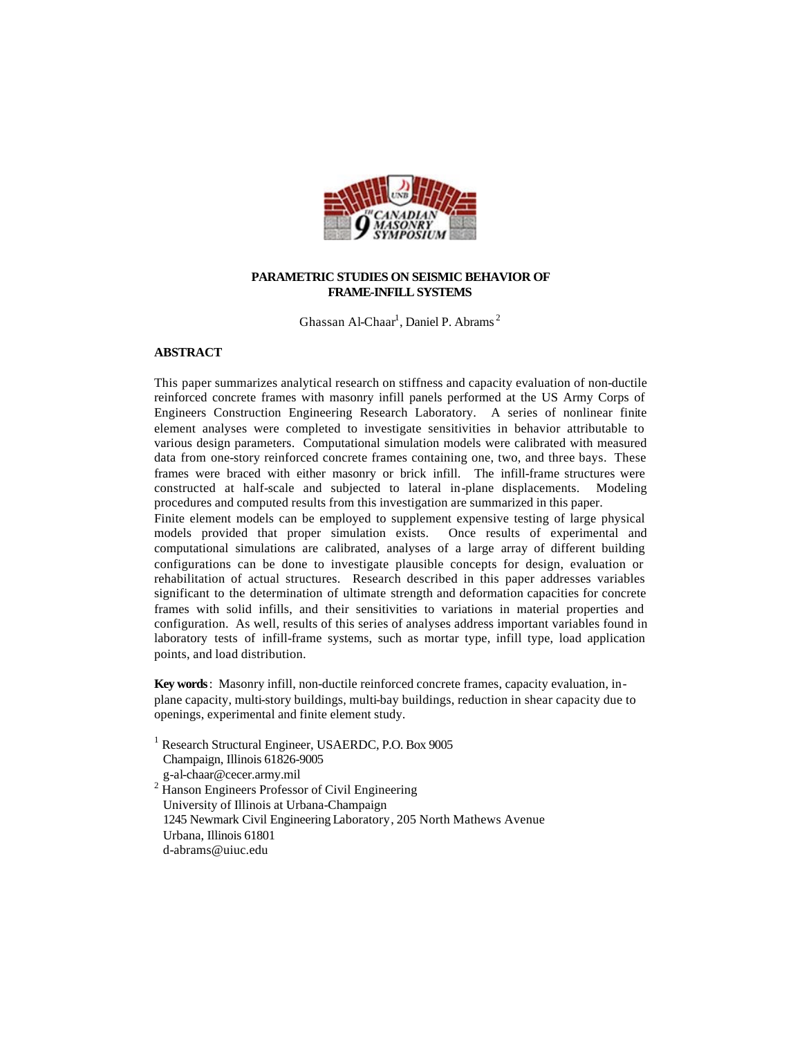# PARAMETRIC STUDIES ON SEISMIC BEHAVIOR OF FRAME-INFILL SYSTEMS

Ghassan Al-Chaar[1], Daniel P. Abrams[2]

## ABSTRACT

This paper summarizes analytical research on stiffness and capacity evaluation of non-ductile reinforced concrete frames with masonry infill panels performed at the US Army Corps of Engineers Construction Engineering Research Laboratory. A series of nonlinear finite element analyses were completed to investigate sensitivities in behavior attributable to various design parameters. Computational simulation models were calibrated with measured data from one-story reinforced concrete frames containing one, two, and three bays. These frames were braced with either masonry or brick infill. The infill-frame structures were constructed at half-scale and subjected to lateral in-plane displacements. Modeling procedures and computed results from this investigation are summarized in this paper.

Finite element models can be employed to supplement expensive testing of large physical models provided that proper simulation exists. Once results of experimental and computational simulations are calibrated, analyses of a large array of different building configurations can be done to investigate plausible concepts for design, evaluation or rehabilitation of actual structures. Research described in this paper addresses variables significant to the determination of ultimate strength and deformation capacities for concrete frames with solid infills, and their sensitivities to variations in material properties and configuration. As well, results of this series of analyses address important variables found in laboratory tests of infill-frame systems, such as mortar type, infill type, load application points, and load distribution.

**Key words**: Masonry infill, non-ductile reinforced concrete frames, capacity evaluation, in-plane capacity, multi-story buildings, multi-bay buildings, reduction in shear capacity due to openings, experimental and finite element study.

[1] Research Structural Engineer, USAERDC, P.O. Box 9005
Champaign, Illinois 61826-9005
g-al-chaar@cecer.army.mil

[2] Hanson Engineers Professor of Civil Engineering
University of Illinois at Urbana-Champaign
1245 Newmark Civil Engineering Laboratory, 205 North Mathews Avenue
Urbana, Illinois 61801
d-abrams@uiuc.edu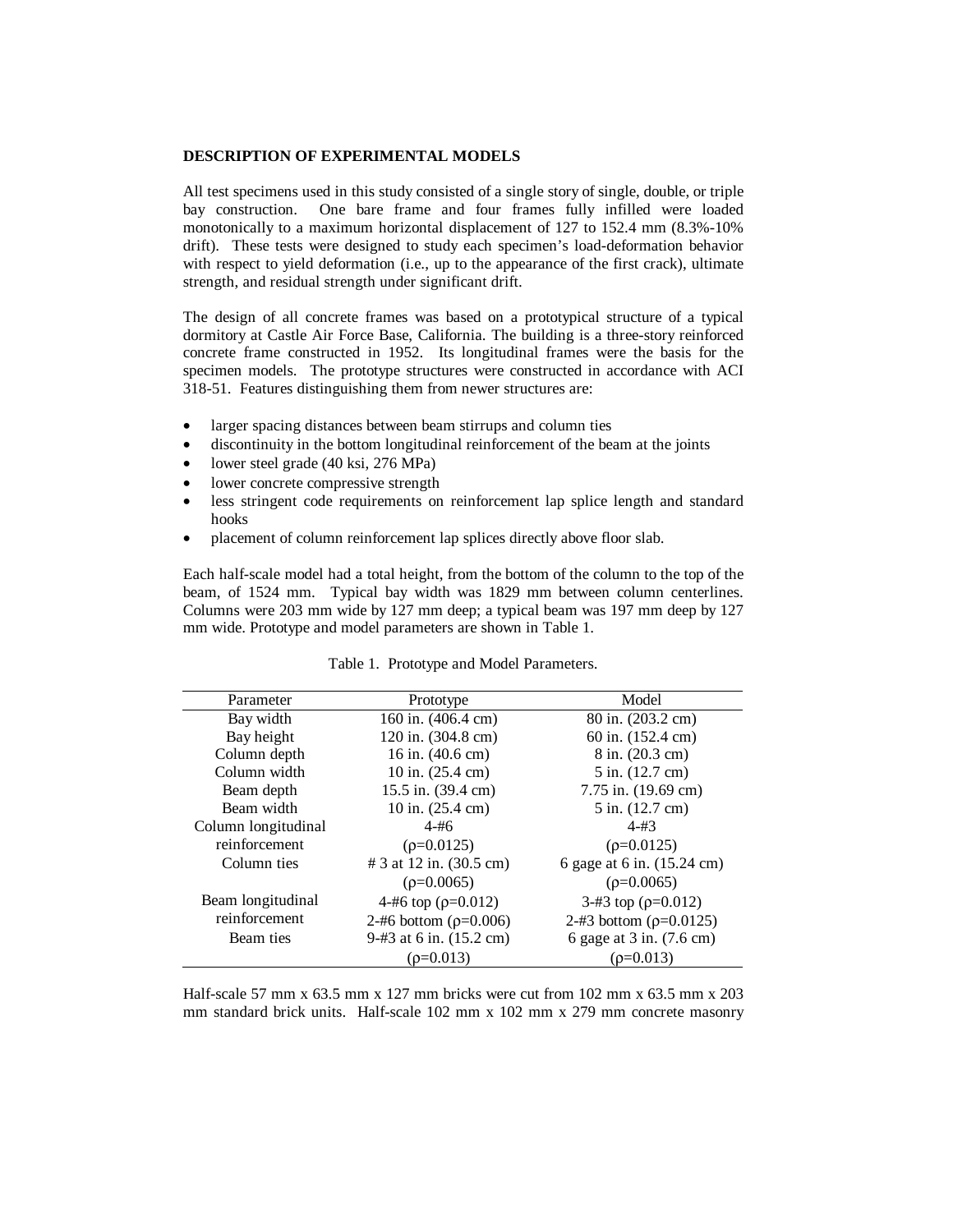## DESCRIPTION OF EXPERIMENTAL MODELS

All test specimens used in this study consisted of a single story of single, double, or triple bay construction. One bare frame and four frames fully infilled were loaded monotonically to a maximum horizontal displacement of 127 to 152.4 mm (8.3%-10% drift). These tests were designed to study each specimen's load-deformation behavior with respect to yield deformation (i.e., up to the appearance of the first crack), ultimate strength, and residual strength under significant drift.

The design of all concrete frames was based on a prototypical structure of a typical dormitory at Castle Air Force Base, California. The building is a three-story reinforced concrete frame constructed in 1952. Its longitudinal frames were the basis for the specimen models. The prototype structures were constructed in accordance with ACI 318-51. Features distinguishing them from newer structures are:

- larger spacing distances between beam stirrups and column ties
- discontinuity in the bottom longitudinal reinforcement of the beam at the joints
- lower steel grade (40 ksi, 276 MPa)
- lower concrete compressive strength
- less stringent code requirements on reinforcement lap splice length and standard hooks
- placement of column reinforcement lap splices directly above floor slab.

Each half-scale model had a total height, from the bottom of the column to the top of the beam, of 1524 mm. Typical bay width was 1829 mm between column centerlines. Columns were 203 mm wide by 127 mm deep; a typical beam was 197 mm deep by 127 mm wide. Prototype and model parameters are shown in Table 1.

Table 1. Prototype and Model Parameters.

| Parameter | Prototype | Model |
|---|---|---|
| Bay width | 160 in. (406.4 cm) | 80 in. (203.2 cm) |
| Bay height | 120 in. (304.8 cm) | 60 in. (152.4 cm) |
| Column depth | 16 in. (40.6 cm) | 8 in. (20.3 cm) |
| Column width | 10 in. (25.4 cm) | 5 in. (12.7 cm) |
| Beam depth | 15.5 in. (39.4 cm) | 7.75 in. (19.69 cm) |
| Beam width | 10 in. (25.4 cm) | 5 in. (12.7 cm) |
| Column longitudinal reinforcement | 4-#6 ($\rho$=0.0125) | 4-#3 ($\rho$=0.0125) |
| Column ties | # 3 at 12 in. (30.5 cm) ($\rho$=0.0065) | 6 gage at 6 in. (15.24 cm) ($\rho$=0.0065) |
| Beam longitudinal reinforcement | 4-#6 top ($\rho$=0.012) 2-#6 bottom ($\rho$=0.006) | 3-#3 top ($\rho$=0.012) 2-#3 bottom ($\rho$=0.0125) |
| Beam ties | 9-#3 at 6 in. (15.2 cm) ($\rho$=0.013) | 6 gage at 3 in. (7.6 cm) ($\rho$=0.013) |

Half-scale 57 mm x 63.5 mm x 127 mm bricks were cut from 102 mm x 63.5 mm x 203 mm standard brick units. Half-scale 102 mm x 102 mm x 279 mm concrete masonry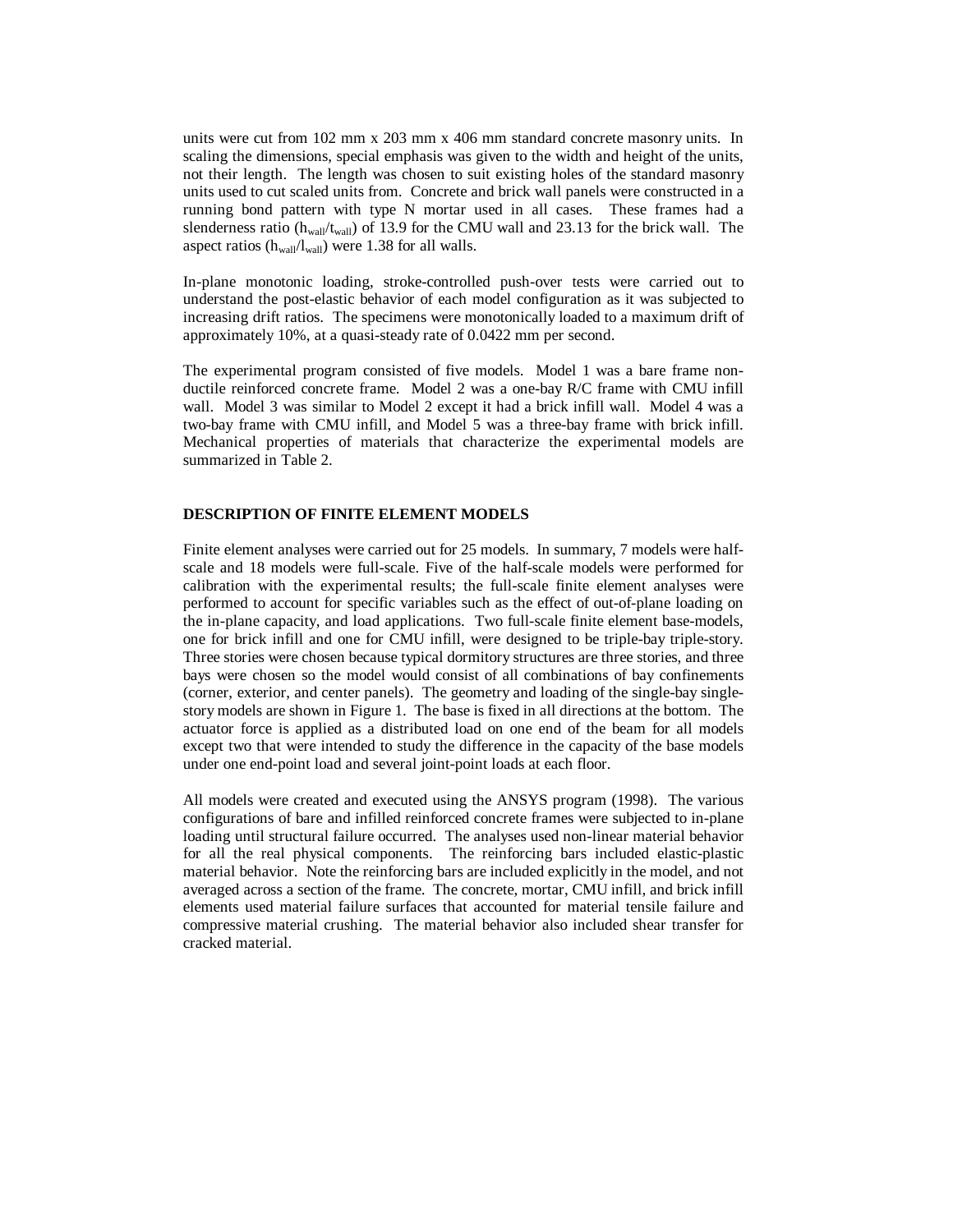units were cut from 102 mm x 203 mm x 406 mm standard concrete masonry units. In scaling the dimensions, special emphasis was given to the width and height of the units, not their length. The length was chosen to suit existing holes of the standard masonry units used to cut scaled units from. Concrete and brick wall panels were constructed in a running bond pattern with type N mortar used in all cases. These frames had a slenderness ratio ($h_{wall}/t_{wall}$) of 13.9 for the CMU wall and 23.13 for the brick wall. The aspect ratios ($h_{wall}/l_{wall}$) were 1.38 for all walls.

In-plane monotonic loading, stroke-controlled push-over tests were carried out to understand the post-elastic behavior of each model configuration as it was subjected to increasing drift ratios. The specimens were monotonically loaded to a maximum drift of approximately 10%, at a quasi-steady rate of 0.0422 mm per second.

The experimental program consisted of five models. Model 1 was a bare frame non-ductile reinforced concrete frame. Model 2 was a one-bay R/C frame with CMU infill wall. Model 3 was similar to Model 2 except it had a brick infill wall. Model 4 was a two-bay frame with CMU infill, and Model 5 was a three-bay frame with brick infill. Mechanical properties of materials that characterize the experimental models are summarized in Table 2.

## DESCRIPTION OF FINITE ELEMENT MODELS

Finite element analyses were carried out for 25 models. In summary, 7 models were half-scale and 18 models were full-scale. Five of the half-scale models were performed for calibration with the experimental results; the full-scale finite element analyses were performed to account for specific variables such as the effect of out-of-plane loading on the in-plane capacity, and load applications. Two full-scale finite element base-models, one for brick infill and one for CMU infill, were designed to be triple-bay triple-story. Three stories were chosen because typical dormitory structures are three stories, and three bays were chosen so the model would consist of all combinations of bay confinements (corner, exterior, and center panels). The geometry and loading of the single-bay single-story models are shown in Figure 1. The base is fixed in all directions at the bottom. The actuator force is applied as a distributed load on one end of the beam for all models except two that were intended to study the difference in the capacity of the base models under one end-point load and several joint-point loads at each floor.

All models were created and executed using the ANSYS program (1998). The various configurations of bare and infilled reinforced concrete frames were subjected to in-plane loading until structural failure occurred. The analyses used non-linear material behavior for all the real physical components. The reinforcing bars included elastic-plastic material behavior. Note the reinforcing bars are included explicitly in the model, and not averaged across a section of the frame. The concrete, mortar, CMU infill, and brick infill elements used material failure surfaces that accounted for material tensile failure and compressive material crushing. The material behavior also included shear transfer for cracked material.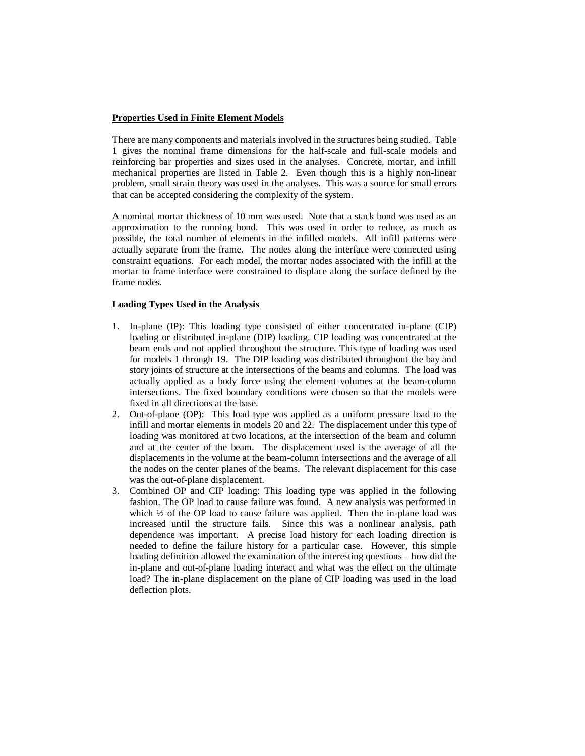## Properties Used in Finite Element Models

There are many components and materials involved in the structures being studied. Table 1 gives the nominal frame dimensions for the half-scale and full-scale models and reinforcing bar properties and sizes used in the analyses. Concrete, mortar, and infill mechanical properties are listed in Table 2. Even though this is a highly non-linear problem, small strain theory was used in the analyses. This was a source for small errors that can be accepted considering the complexity of the system.

A nominal mortar thickness of 10 mm was used. Note that a stack bond was used as an approximation to the running bond. This was used in order to reduce, as much as possible, the total number of elements in the infilled models. All infill patterns were actually separate from the frame. The nodes along the interface were connected using constraint equations. For each model, the mortar nodes associated with the infill at the mortar to frame interface were constrained to displace along the surface defined by the frame nodes.

## Loading Types Used in the Analysis

1. In-plane (IP): This loading type consisted of either concentrated in-plane (CIP) loading or distributed in-plane (DIP) loading. CIP loading was concentrated at the beam ends and not applied throughout the structure. This type of loading was used for models 1 through 19. The DIP loading was distributed throughout the bay and story joints of structure at the intersections of the beams and columns. The load was actually applied as a body force using the element volumes at the beam-column intersections. The fixed boundary conditions were chosen so that the models were fixed in all directions at the base.
2. Out-of-plane (OP): This load type was applied as a uniform pressure load to the infill and mortar elements in models 20 and 22. The displacement under this type of loading was monitored at two locations, at the intersection of the beam and column and at the center of the beam. The displacement used is the average of all the displacements in the volume at the beam-column intersections and the average of all the nodes on the center planes of the beams. The relevant displacement for this case was the out-of-plane displacement.
3. Combined OP and CIP loading: This loading type was applied in the following fashion. The OP load to cause failure was found. A new analysis was performed in which ½ of the OP load to cause failure was applied. Then the in-plane load was increased until the structure fails. Since this was a nonlinear analysis, path dependence was important. A precise load history for each loading direction is needed to define the failure history for a particular case. However, this simple loading definition allowed the examination of the interesting questions – how did the in-plane and out-of-plane loading interact and what was the effect on the ultimate load? The in-plane displacement on the plane of CIP loading was used in the load deflection plots.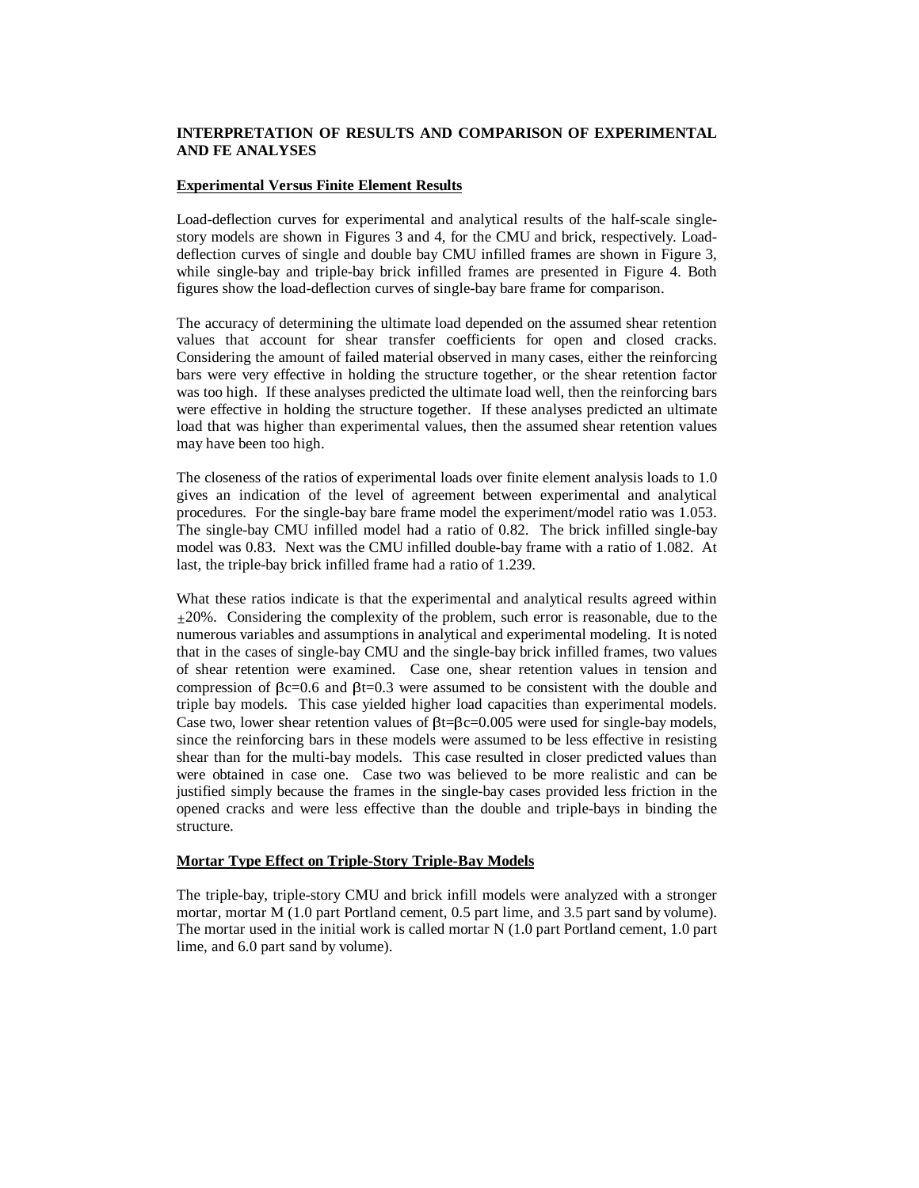## INTERPRETATION OF RESULTS AND COMPARISON OF EXPERIMENTAL AND FE ANALYSES

### Experimental Versus Finite Element Results

Load-deflection curves for experimental and analytical results of the half-scale single-story models are shown in Figures 3 and 4, for the CMU and brick, respectively. Load-deflection curves of single and double bay CMU infilled frames are shown in Figure 3, while single-bay and triple-bay brick infilled frames are presented in Figure 4. Both figures show the load-deflection curves of single-bay bare frame for comparison.

The accuracy of determining the ultimate load depended on the assumed shear retention values that account for shear transfer coefficients for open and closed cracks. Considering the amount of failed material observed in many cases, either the reinforcing bars were very effective in holding the structure together, or the shear retention factor was too high. If these analyses predicted the ultimate load well, then the reinforcing bars were effective in holding the structure together. If these analyses predicted an ultimate load that was higher than experimental values, then the assumed shear retention values may have been too high.

The closeness of the ratios of experimental loads over finite element analysis loads to 1.0 gives an indication of the level of agreement between experimental and analytical procedures. For the single-bay bare frame model the experiment/model ratio was 1.053. The single-bay CMU infilled model had a ratio of 0.82. The brick infilled single-bay model was 0.83. Next was the CMU infilled double-bay frame with a ratio of 1.082. At last, the triple-bay brick infilled frame had a ratio of 1.239.

What these ratios indicate is that the experimental and analytical results agreed within $\pm$20%. Considering the complexity of the problem, such error is reasonable, due to the numerous variables and assumptions in analytical and experimental modeling. It is noted that in the cases of single-bay CMU and the single-bay brick infilled frames, two values of shear retention were examined. Case one, shear retention values in tension and compression of $\beta c=0.6$ and $\beta t=0.3$ were assumed to be consistent with the double and triple bay models. This case yielded higher load capacities than experimental models. Case two, lower shear retention values of $\beta t=\beta c=0.005$ were used for single-bay models, since the reinforcing bars in these models were assumed to be less effective in resisting shear than for the multi-bay models. This case resulted in closer predicted values than were obtained in case one. Case two was believed to be more realistic and can be justified simply because the frames in the single-bay cases provided less friction in the opened cracks and were less effective than the double and triple-bays in binding the structure.

### Mortar Type Effect on Triple-Story Triple-Bay Models

The triple-bay, triple-story CMU and brick infill models were analyzed with a stronger mortar, mortar M (1.0 part Portland cement, 0.5 part lime, and 3.5 part sand by volume). The mortar used in the initial work is called mortar N (1.0 part Portland cement, 1.0 part lime, and 6.0 part sand by volume).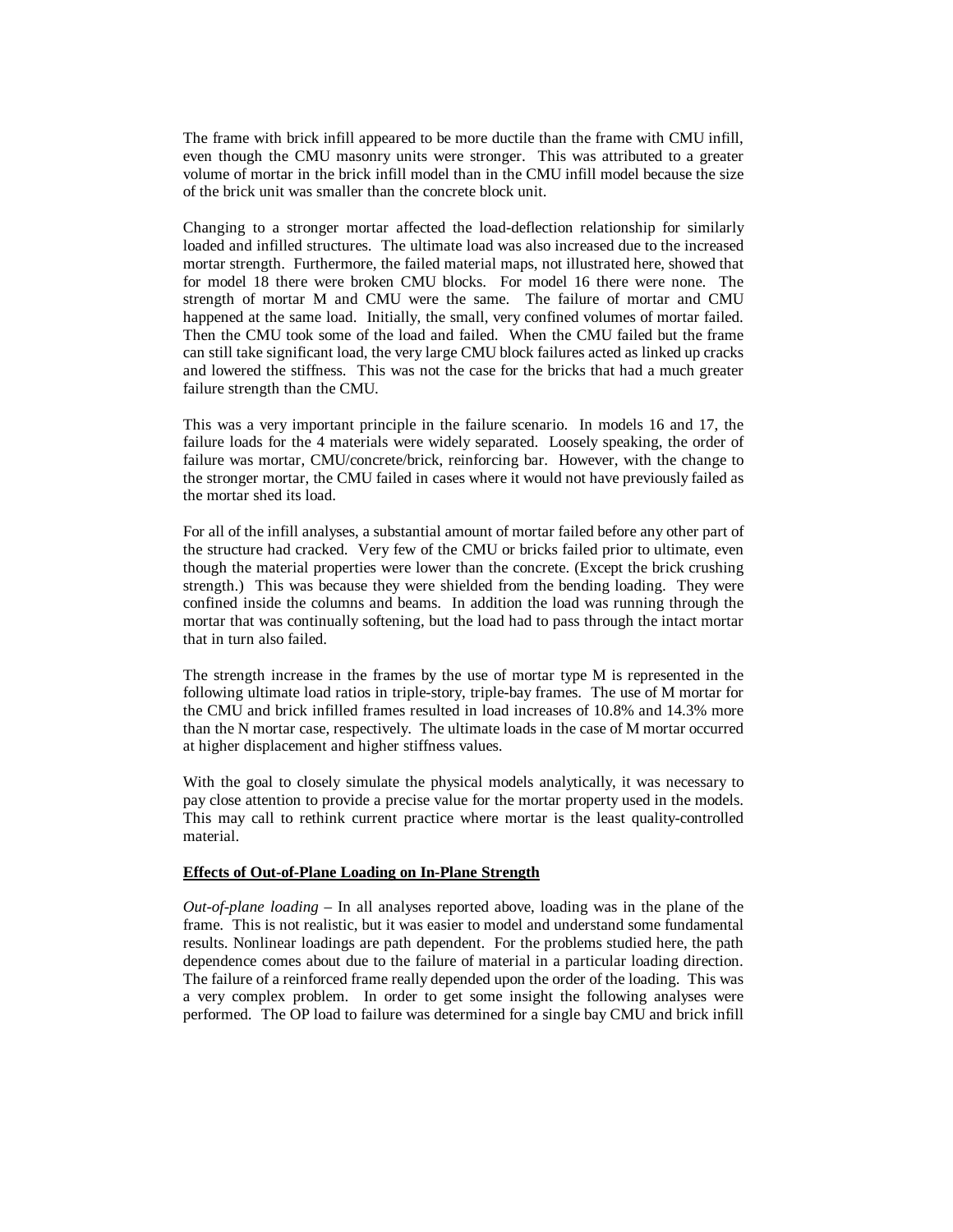The frame with brick infill appeared to be more ductile than the frame with CMU infill, even though the CMU masonry units were stronger. This was attributed to a greater volume of mortar in the brick infill model than in the CMU infill model because the size of the brick unit was smaller than the concrete block unit.

Changing to a stronger mortar affected the load-deflection relationship for similarly loaded and infilled structures. The ultimate load was also increased due to the increased mortar strength. Furthermore, the failed material maps, not illustrated here, showed that for model 18 there were broken CMU blocks. For model 16 there were none. The strength of mortar M and CMU were the same. The failure of mortar and CMU happened at the same load. Initially, the small, very confined volumes of mortar failed. Then the CMU took some of the load and failed. When the CMU failed but the frame can still take significant load, the very large CMU block failures acted as linked up cracks and lowered the stiffness. This was not the case for the bricks that had a much greater failure strength than the CMU.

This was a very important principle in the failure scenario. In models 16 and 17, the failure loads for the 4 materials were widely separated. Loosely speaking, the order of failure was mortar, CMU/concrete/brick, reinforcing bar. However, with the change to the stronger mortar, the CMU failed in cases where it would not have previously failed as the mortar shed its load.

For all of the infill analyses, a substantial amount of mortar failed before any other part of the structure had cracked. Very few of the CMU or bricks failed prior to ultimate, even though the material properties were lower than the concrete. (Except the brick crushing strength.) This was because they were shielded from the bending loading. They were confined inside the columns and beams. In addition the load was running through the mortar that was continually softening, but the load had to pass through the intact mortar that in turn also failed.

The strength increase in the frames by the use of mortar type M is represented in the following ultimate load ratios in triple-story, triple-bay frames. The use of M mortar for the CMU and brick infilled frames resulted in load increases of 10.8% and 14.3% more than the N mortar case, respectively. The ultimate loads in the case of M mortar occurred at higher displacement and higher stiffness values.

With the goal to closely simulate the physical models analytically, it was necessary to pay close attention to provide a precise value for the mortar property used in the models. This may call to rethink current practice where mortar is the least quality-controlled material.

**Effects of Out-of-Plane Loading on In-Plane Strength**

*Out-of-plane loading* – In all analyses reported above, loading was in the plane of the frame. This is not realistic, but it was easier to model and understand some fundamental results. Nonlinear loadings are path dependent. For the problems studied here, the path dependence comes about due to the failure of material in a particular loading direction. The failure of a reinforced frame really depended upon the order of the loading. This was a very complex problem. In order to get some insight the following analyses were performed. The OP load to failure was determined for a single bay CMU and brick infill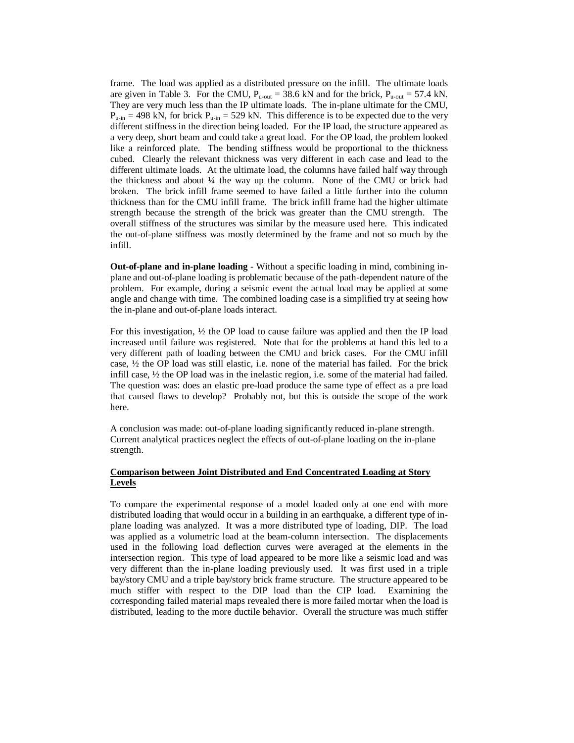frame. The load was applied as a distributed pressure on the infill. The ultimate loads are given in Table 3. For the CMU, $P_{u\text{-}out} = 38.6$ kN and for the brick, $P_{u\text{-}out} = 57.4$ kN. They are very much less than the IP ultimate loads. The in-plane ultimate for the CMU, $P_{u\text{-}in} = 498$ kN, for brick $P_{u\text{-}in} = 529$ kN. This difference is to be expected due to the very different stiffness in the direction being loaded. For the IP load, the structure appeared as a very deep, short beam and could take a great load. For the OP load, the problem looked like a reinforced plate. The bending stiffness would be proportional to the thickness cubed. Clearly the relevant thickness was very different in each case and lead to the different ultimate loads. At the ultimate load, the columns have failed half way through the thickness and about ¼ the way up the column. None of the CMU or brick had broken. The brick infill frame seemed to have failed a little further into the column thickness than for the CMU infill frame. The brick infill frame had the higher ultimate strength because the strength of the brick was greater than the CMU strength. The overall stiffness of the structures was similar by the measure used here. This indicated the out-of-plane stiffness was mostly determined by the frame and not so much by the infill.

**Out-of-plane and in-plane loading** - Without a specific loading in mind, combining in-plane and out-of-plane loading is problematic because of the path-dependent nature of the problem. For example, during a seismic event the actual load may be applied at some angle and change with time. The combined loading case is a simplified try at seeing how the in-plane and out-of-plane loads interact.

For this investigation, ½ the OP load to cause failure was applied and then the IP load increased until failure was registered. Note that for the problems at hand this led to a very different path of loading between the CMU and brick cases. For the CMU infill case, ½ the OP load was still elastic, i.e. none of the material has failed. For the brick infill case, ½ the OP load was in the inelastic region, i.e. some of the material had failed. The question was: does an elastic pre-load produce the same type of effect as a pre load that caused flaws to develop? Probably not, but this is outside the scope of the work here.

A conclusion was made: out-of-plane loading significantly reduced in-plane strength. Current analytical practices neglect the effects of out-of-plane loading on the in-plane strength.

## Comparison between Joint Distributed and End Concentrated Loading at Story Levels

To compare the experimental response of a model loaded only at one end with more distributed loading that would occur in a building in an earthquake, a different type of in-plane loading was analyzed. It was a more distributed type of loading, DIP. The load was applied as a volumetric load at the beam-column intersection. The displacements used in the following load deflection curves were averaged at the elements in the intersection region. This type of load appeared to be more like a seismic load and was very different than the in-plane loading previously used. It was first used in a triple bay/story CMU and a triple bay/story brick frame structure. The structure appeared to be much stiffer with respect to the DIP load than the CIP load. Examining the corresponding failed material maps revealed there is more failed mortar when the load is distributed, leading to the more ductile behavior. Overall the structure was much stiffer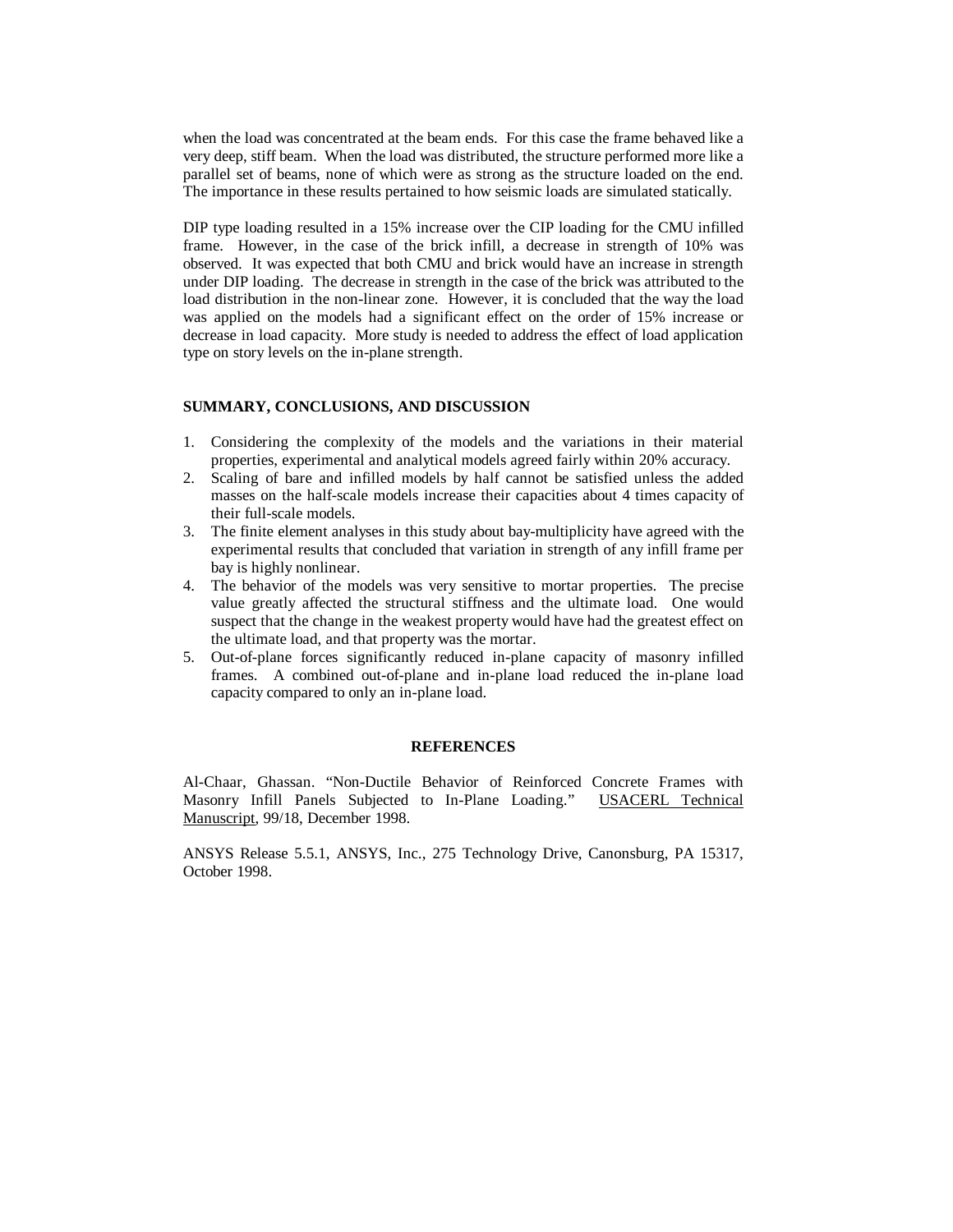when the load was concentrated at the beam ends. For this case the frame behaved like a very deep, stiff beam. When the load was distributed, the structure performed more like a parallel set of beams, none of which were as strong as the structure loaded on the end. The importance in these results pertained to how seismic loads are simulated statically.

DIP type loading resulted in a 15% increase over the CIP loading for the CMU infilled frame. However, in the case of the brick infill, a decrease in strength of 10% was observed. It was expected that both CMU and brick would have an increase in strength under DIP loading. The decrease in strength in the case of the brick was attributed to the load distribution in the non-linear zone. However, it is concluded that the way the load was applied on the models had a significant effect on the order of 15% increase or decrease in load capacity. More study is needed to address the effect of load application type on story levels on the in-plane strength.

## SUMMARY, CONCLUSIONS, AND DISCUSSION

1. Considering the complexity of the models and the variations in their material properties, experimental and analytical models agreed fairly within 20% accuracy.
2. Scaling of bare and infilled models by half cannot be satisfied unless the added masses on the half-scale models increase their capacities about 4 times capacity of their full-scale models.
3. The finite element analyses in this study about bay-multiplicity have agreed with the experimental results that concluded that variation in strength of any infill frame per bay is highly nonlinear.
4. The behavior of the models was very sensitive to mortar properties. The precise value greatly affected the structural stiffness and the ultimate load. One would suspect that the change in the weakest property would have had the greatest effect on the ultimate load, and that property was the mortar.
5. Out-of-plane forces significantly reduced in-plane capacity of masonry infilled frames. A combined out-of-plane and in-plane load reduced the in-plane load capacity compared to only an in-plane load.

## REFERENCES

Al-Chaar, Ghassan. "Non-Ductile Behavior of Reinforced Concrete Frames with Masonry Infill Panels Subjected to In-Plane Loading." USACERL Technical Manuscript, 99/18, December 1998.

ANSYS Release 5.5.1, ANSYS, Inc., 275 Technology Drive, Canonsburg, PA 15317, October 1998.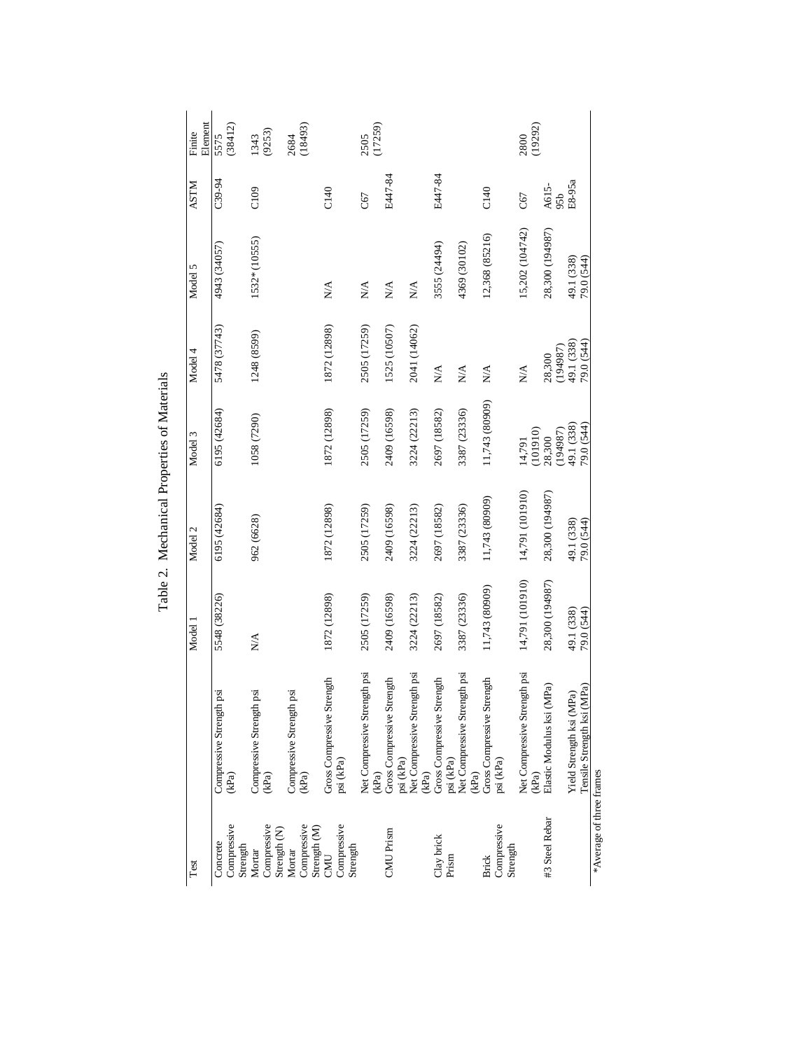Table 2. Mechanical Properties of Materials

| Test | | Model 1 | Model 2 | Model 3 | Model 4 | Model 5 | ASTM | Finite Element |
|---|---|---|---|---|---|---|---|---|
| Concrete Compressive Strength | Compressive Strength psi (kPa) | 5548 (38226) | 6195 (42684) | 6195 (42684) | 5478 (37743) | 4943 (34057) | C39-94 | 5575 (38412) |
| Mortar Compressive Strength (N) | Compressive Strength psi (kPa) | N/A | 962 (6628) | 1058 (7290) | 1248 (8599) | 1532* (10555) | C109 | 1343 (9253) |
| Mortar Compressive Strength (M) | Compressive Strength psi (kPa) | | | | | | | 2684 (18493) |
| CMU Compressive Strength | Gross Compressive Strength psi (kPa) | 1872 (12898) | 1872 (12898) | 1872 (12898) | 1872 (12898) | N/A | C140 | |
| | Net Compressive Strength psi (kPa) | 2505 (17259) | 2505 (17259) | 2505 (17259) | 2505 (17259) | N/A | C67 | 2505 (17259) |
| CMU Prism | Gross Compressive Strength psi (kPa) | 2409 (16598) | 2409 (16598) | 2409 (16598) | 1525 (10507) | N/A | E447-84 | |
| | Net Compressive Strength psi (kPa) | 3224 (22213) | 3224 (22213) | 3224 (22213) | 2041 (14062) | N/A | | |
| Clay brick Prism | Gross Compressive Strength psi (kPa) | 2697 (18582) | 2697 (18582) | 2697 (18582) | N/A | 3555 (24494) | E447-84 | |
| | Net Compressive Strength psi (kPa) | 3387 (23336) | 3387 (23336) | 3387 (23336) | N/A | 4369 (30102) | | |
| Brick Compressive Strength | Gross Compressive Strength psi (kPa) | 11,743 (80909) | 11,743 (80909) | 11,743 (80909) | N/A | 12,368 (85216) | C140 | |
| | Net Compressive Strength psi (kPa) | 14,791 (101910) | 14,791 (101910) | 14,791 (101910) | N/A | 15,202 (104742) | C67 | 2800 (19292) |
| #3 Steel Rebar | Elastic Modulus ksi (MPa) | 28,300 (194987) | 28,300 (194987) | 28,300 (194987) | 28,300 (194987) | 28,300 (194987) | A615-95b | |
| | Yield Strength ksi (MPa) | 49.1 (338) | 49.1 (338) | 49.1 (338) | 49.1 (338) | 49.1 (338) | E8-95a | |
| | Tensile Strength ksi (MPa) | 79.0 (544) | 79.0 (544) | 79.0 (544) | 79.0 (544) | 79.0 (544) | | |

*Average of three frames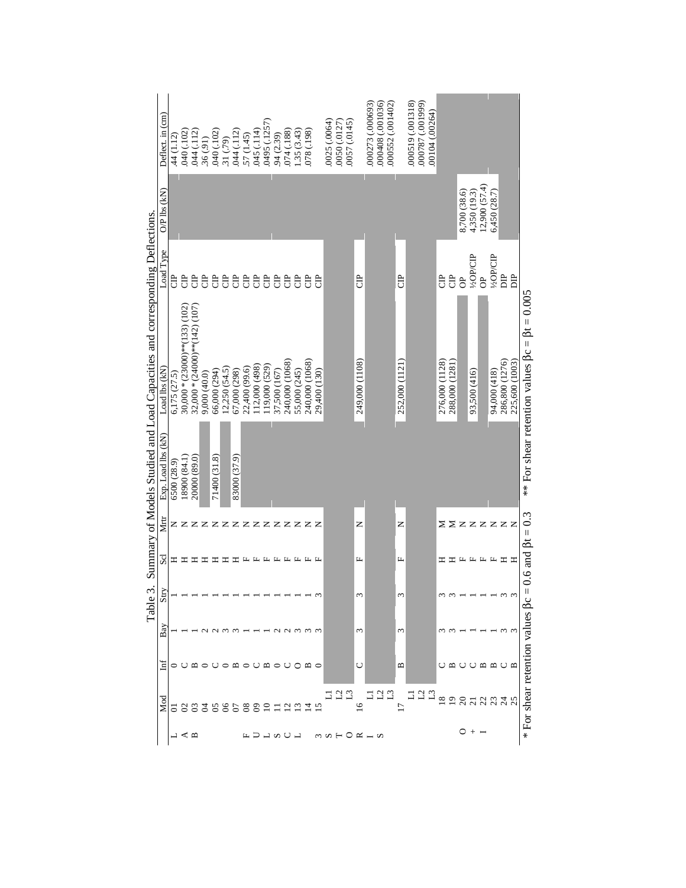Table 3. Summary of Models Studied and Load Capacities and corresponding Deflections.

| | Mod | Inf | Bay | Stry | Scl | Mtr | Exp. Load lbs (kN) | Load lbs (kN) | Load Type | O/P lbs (kN) | Deflect. in (cm) |
|---|---|---|---|---|---|---|---|---|---|---|---|
| LAB | 01 | O | 1 | 1 | H | N | 6500 (28.9) | 6,175 (27.5) | CIP | | .44 (1.12) |
| | 02 | C | 1 | 1 | H | N | 18900 (84.1) | 30,000 *(23000)**(133) (102) | CIP | | .040 (.102) |
| | 03 | B | 1 | 1 | H | N | 20000 (89.0) | 32,000 *(24000)**(142) (107) | CIP | | .044 (.112) |
| | 04 | O | 2 | 1 | H | N | | 9,000 (40.0) | CIP | | .36 (.91) |
| | 05 | C | 2 | 1 | H | N | 71400 (31.8) | 66,000 (294) | CIP | | .040 (.102) |
| | 06 | O | 3 | 1 | H | N | | 12,250 (54.5) | CIP | | .31 (.79) |
| | 07 | B | 3 | 1 | H | N | 83000 (37.9) | 67,000 (298) | CIP | | .044 (.112) |
| FULL SCALE | 08 | O | 1 | 1 | F | N | | 22,400 (99.6) | CIP | | .57 (1.45) |
| | 09 | C | 1 | 1 | F | N | | 112,000 (498) | CIP | | .045 (.114) |
| | 10 | B | 1 | 1 | F | N | | 119,000 (529) | CIP | | .0495 (.1257) |
| | 11 | O | 2 | 1 | F | N | | 37,500 (167) | CIP | | .94 (2.39) |
| | 12 | C | 2 | 1 | F | N | | 240,000 (1068) | CIP | | .074 (.188) |
| | 13 | O | 3 | 1 | F | N | | 55,000 (245) | CIP | | 1.35 (3.43) |
| | 14 | B | 3 | 1 | F | N | | 240,000 (1068) | CIP | | .078 (.198) |
| 3 STORIES | 15 | O | 3 | 3 | F | N | | 29,400 (130) | CIP | | |
| | L1 | | | | | | | | | | .0025 (.0064) |
| | L2 | | | | | | | | | | .0050 (.0127) |
| | L3 | | | | | | | | | | .0057 (.0145) |
| | 16 | C | 3 | 3 | F | N | | 249,000 (1108) | CIP | | |
| | L1 | | | | | | | | | | .000273 (.00693) |
| | L2 | | | | | | | | | | .000408 (.001036) |
| | L3 | | | | | | | | | | .000552 (.001402) |
| | 17 | B | 3 | 3 | F | N | | 252,000 (1121) | CIP | | |
| | L1 | | | | | | | | | | .000519 (.001318) |
| | L2 | | | | | | | | | | .000787 (.001999) |
| | L3 | | | | | | | | | | .00104 (.00264) |
| | 18 | C | 3 | 3 | H | M | | 276,000 (1128) | CIP | | |
| | 19 | B | 3 | 3 | H | M | | 288,000 (1281) | CIP | | |
| O+I | 20 | C | 1 | 1 | F | N | | | OP | 8,700 (38.6) | |
| | 21 | C | 1 | 1 | F | N | | 93,500 (416) | ½OP/CIP | 4,350 (19.3) | |
| | 22 | B | 1 | 1 | F | N | | | OP | 12,900 (57.4) | |
| | 23 | B | 1 | 1 | F | N | | 94,000 (418) | ½OP/CIP | 6,450 (28.7) | |
| | 24 | C | 3 | 3 | H | N | | 286,800 (1276) | DIP | | |
| | 25 | B | 3 | 3 | H | N | | 225,600 (1003) | DIP | | |

\* For shear retention values $\beta c = 0.6$ and $\beta t = 0.3$ ** For shear retention values $\beta c = \beta t = 0.005$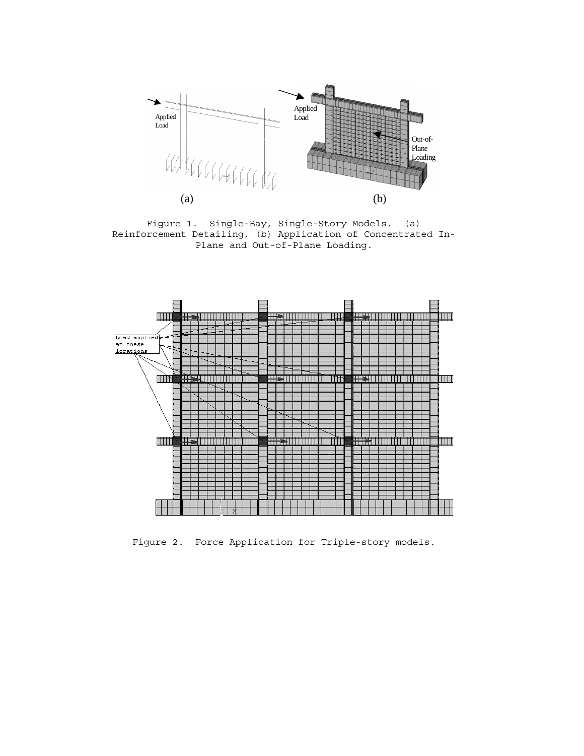Figure 1. Single-Bay, Single-Story Models. (a) Reinforcement Detailing, (b) Application of Concentrated In-Plane and Out-of-Plane Loading.

Figure 2. Force Application for Triple-story models.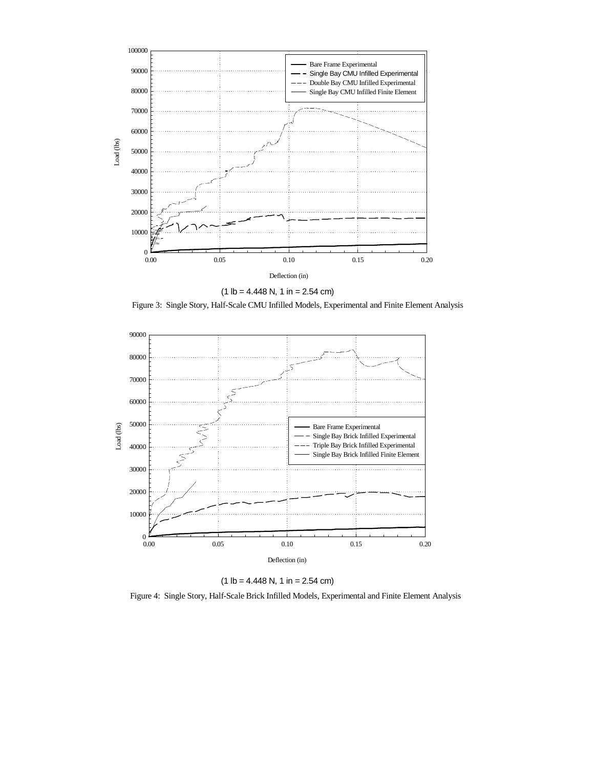100000
90000
80000
70000
60000
50000
40000
30000
20000
10000
0

Load (lbs)

0.00
0.05
0.10
0.15
0.20

Deflection (in)

Bare Frame Experimental
Single Bay CMU Infilled Experimental
Double Bay CMU Infilled Experimental
Single Bay CMU Infilled Finite Element

(1 lb = 4.448 N, 1 in = 2.54 cm)

Figure 3: Single Story, Half-Scale CMU Infilled Models, Experimental and Finite Element Analysis

90000
80000
70000
60000
50000
40000
30000
20000
10000
0

Load (lbs)

0.00
0.05
0.10
0.15
0.20

Deflection (in)

Bare Frame Experimental
Single Bay Brick Infilled Experimental
Triple Bay Brick Infilled Experimental
Single Bay Brick Infilled Finite Element

(1 lb = 4.448 N, 1 in = 2.54 cm)

Figure 4: Single Story, Half-Scale Brick Infilled Models, Experimental and Finite Element Analysis